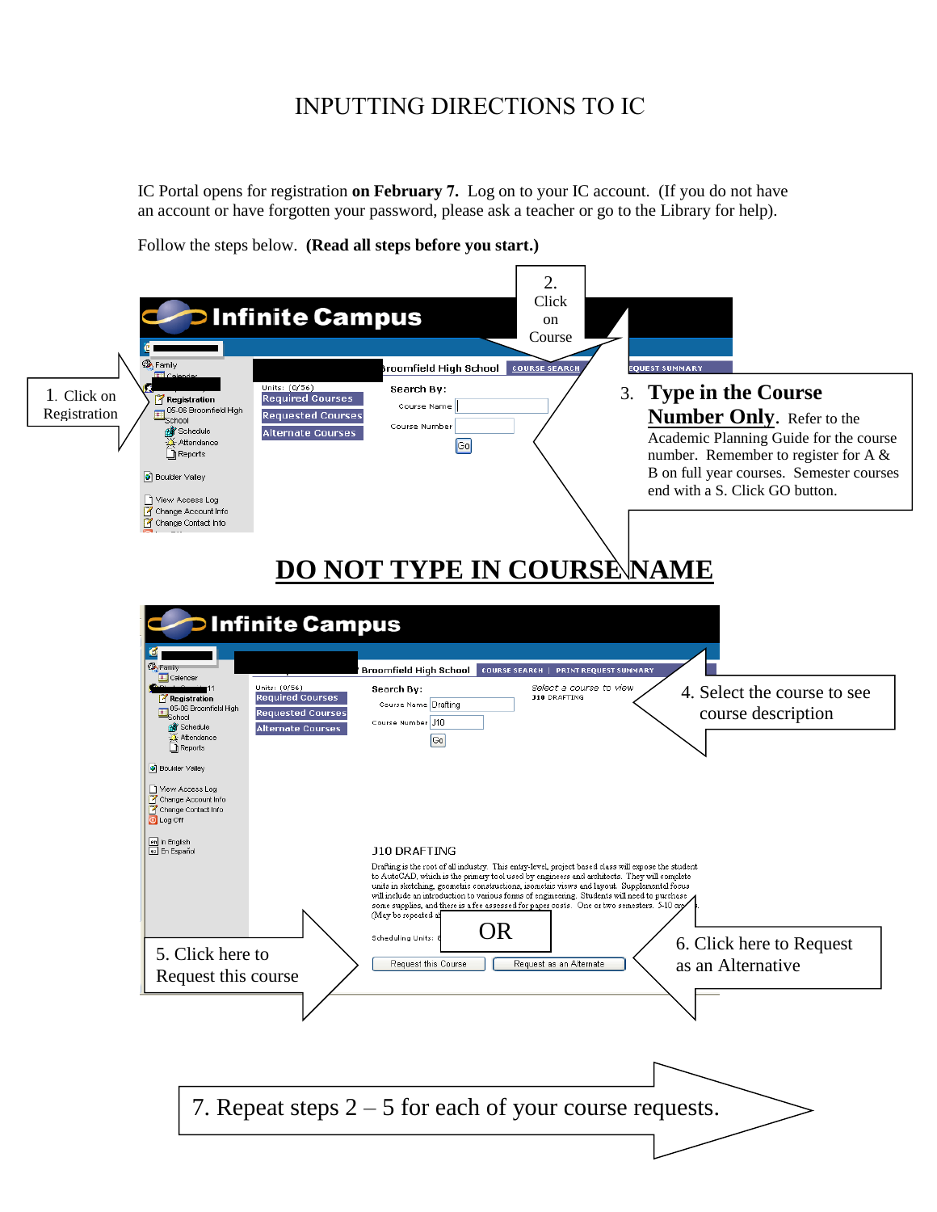# INPUTTING DIRECTIONS TO IC

IC Portal opens for registration **on February 7.** Log on to your IC account. (If you do not have an account or have forgotten your password, please ask a teacher or go to the Library for help).

Follow the steps below. **(Read all steps before you start.)**

1. Click on Registration

2. Click on Course

3. **Type in the Course Number Only**. Refer to the Academic Planning Guide for the course number. Remember to register for A & B on full year courses. Semester courses end with a S. Click GO button.

**DO NOT TYPE IN COURSE NAME**

4. Select the course to see course description

5. Click here to Request this course

OR

6. Click here to Request as an Alternative

7. Repeat steps 2 – 5 for each of your course requests.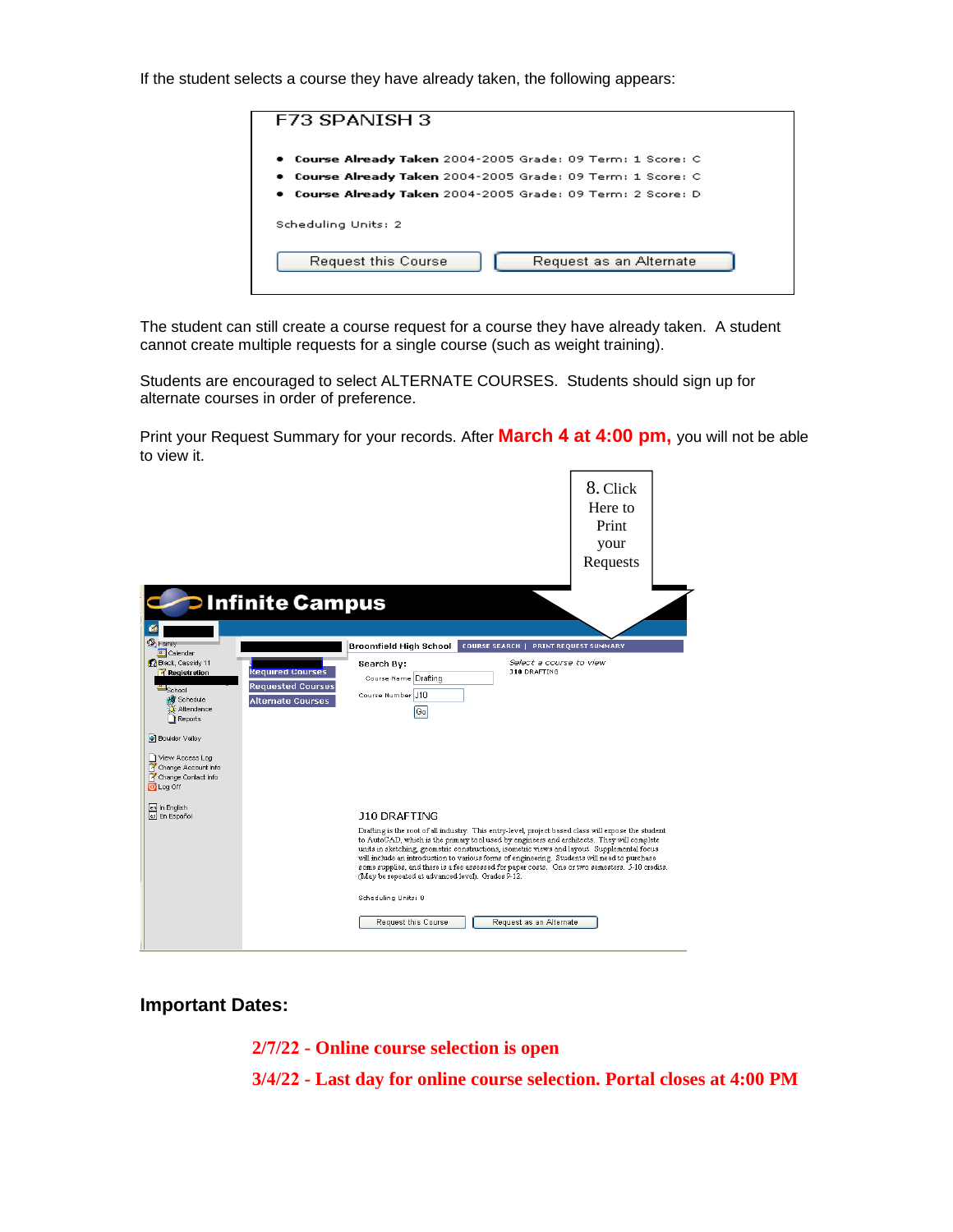If the student selects a course they have already taken, the following appears:

F73 SPANISH 3

- **Course Already Taken** 2004-2005 Grade: 09 Term: 1 Score: C
- **Course Already Taken** 2004-2005 Grade: 09 Term: 1 Score: C
- **Course Already Taken** 2004-2005 Grade: 09 Term: 2 Score: D

Scheduling Units: 2

Request this Course | Request as an Alternate

The student can still create a course request for a course they have already taken. A student cannot create multiple requests for a single course (such as weight training).

Students are encouraged to select ALTERNATE COURSES. Students should sign up for alternate courses in order of preference.

Print your Request Summary for your records. After **March 4 at 4:00 pm,** you will not be able to view it.

8. Click Here to Print your Requests

Infinite Campus

Broomfield High School | COURSE SEARCH | PRINT REQUEST SUMMARY

Required Courses
Requested Courses
Alternate Courses

Search By:
Course Name: Drafting
Course Number: J10
Go

Select a course to view
J10 DRAFTING

J10 DRAFTING

Drafting is the root of all industry. This entry-level, project based class will expose the student to AutoCAD, which is the primary tool used by engineers and architects. They will complete units in sketching, geometric constructions, isometric views and layout. Supplemental focus will include an introduction to various forms of engineering. Students will need to purchase some supplies, and there is a fee assessed for paper costs. One or two semesters. 5-10 credits. (May be repeated at advanced level). Grades 9-12.

Scheduling Units: 0

Request this Course | Request as an Alternate

### Important Dates:

**2/7/22 - Online course selection is open**

**3/4/22 - Last day for online course selection. Portal closes at 4:00 PM**